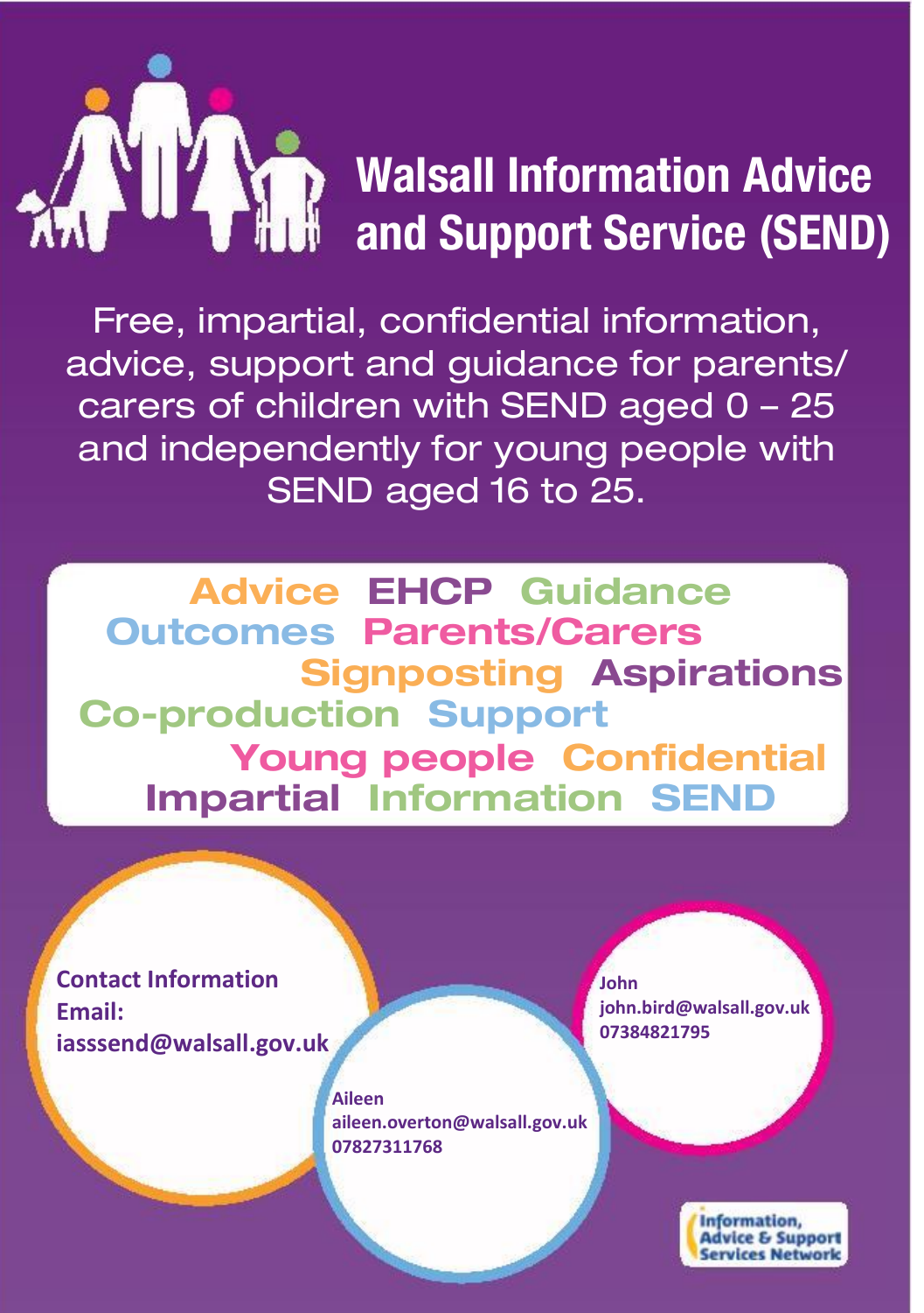# Walsall Information Advice and Support Service (SEND)

Free, impartial, confidential information, advice, support and guidance for parents/ carers of children with SEND aged 0 – 25 and independently for young people with SEND aged 16 to 25.

Advice EHCP Guidance
Outcomes Parents/Carers
Signposting Aspirations
Co-production Support
Young people Confidential
Impartial Information SEND

**Contact Information**
**Email:**
**iasssend@walsall.gov.uk**

**Aileen**
**aileen.overton@walsall.gov.uk**
**07827311768**

**John**
**john.bird@walsall.gov.uk**
**07384821795**

Information, Advice & Support Services Network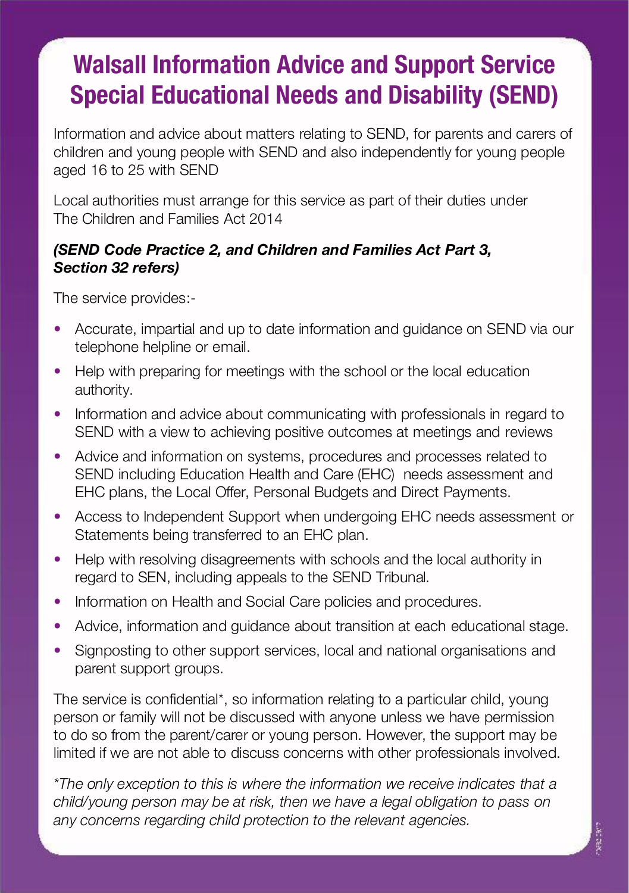# Walsall Information Advice and Support Service Special Educational Needs and Disability (SEND)

Information and advice about matters relating to SEND, for parents and carers of children and young people with SEND and also independently for young people aged 16 to 25 with SEND

Local authorities must arrange for this service as part of their duties under The Children and Families Act 2014

***(SEND Code Practice 2, and Children and Families Act Part 3, Section 32 refers)***

The service provides:-

- Accurate, impartial and up to date information and guidance on SEND via our telephone helpline or email.
- Help with preparing for meetings with the school or the local education authority.
- Information and advice about communicating with professionals in regard to SEND with a view to achieving positive outcomes at meetings and reviews
- Advice and information on systems, procedures and processes related to SEND including Education Health and Care (EHC) needs assessment and EHC plans, the Local Offer, Personal Budgets and Direct Payments.
- Access to Independent Support when undergoing EHC needs assessment or Statements being transferred to an EHC plan.
- Help with resolving disagreements with schools and the local authority in regard to SEN, including appeals to the SEND Tribunal.
- Information on Health and Social Care policies and procedures.
- Advice, information and guidance about transition at each educational stage.
- Signposting to other support services, local and national organisations and parent support groups.

The service is confidential*, so information relating to a particular child, young person or family will not be discussed with anyone unless we have permission to do so from the parent/carer or young person. However, the support may be limited if we are not able to discuss concerns with other professionals involved.

*\*The only exception to this is where the information we receive indicates that a child/young person may be at risk, then we have a legal obligation to pass on any concerns regarding child protection to the relevant agencies.*